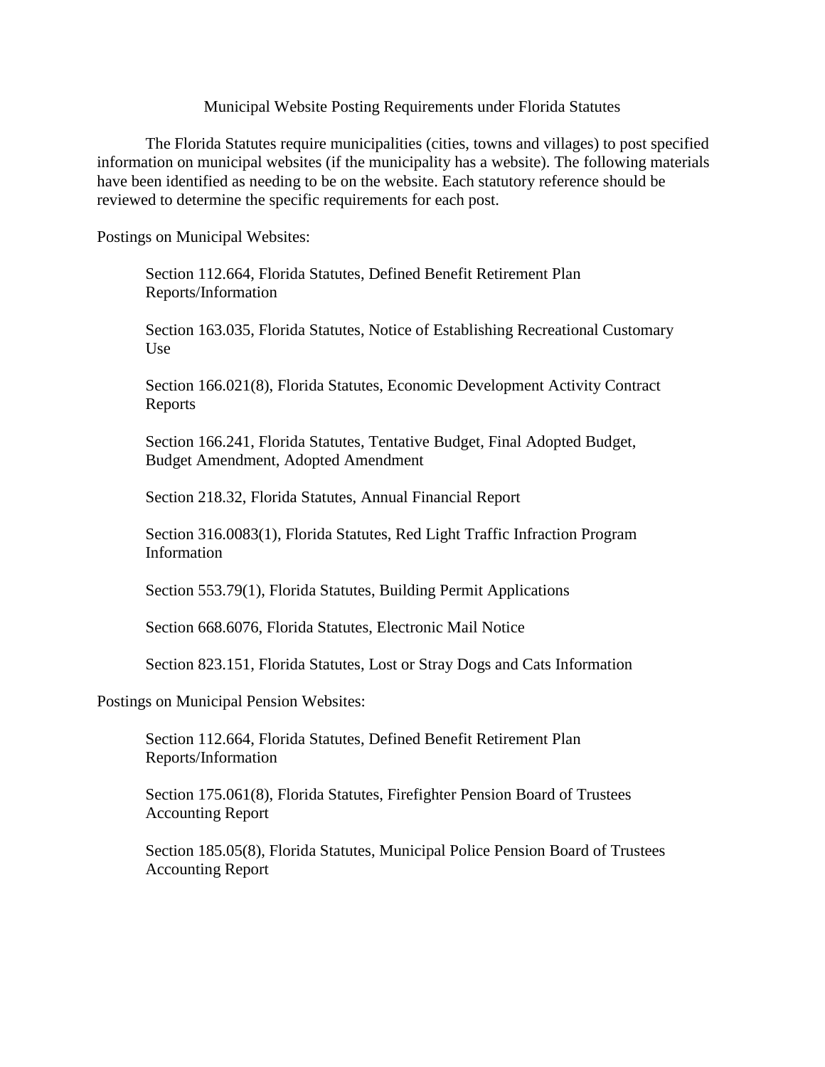# Municipal Website Posting Requirements under Florida Statutes

The Florida Statutes require municipalities (cities, towns and villages) to post specified information on municipal websites (if the municipality has a website). The following materials have been identified as needing to be on the website. Each statutory reference should be reviewed to determine the specific requirements for each post.

Postings on Municipal Websites:

- Section 112.664, Florida Statutes, Defined Benefit Retirement Plan Reports/Information
- Section 163.035, Florida Statutes, Notice of Establishing Recreational Customary Use
- Section 166.021(8), Florida Statutes, Economic Development Activity Contract Reports
- Section 166.241, Florida Statutes, Tentative Budget, Final Adopted Budget, Budget Amendment, Adopted Amendment
- Section 218.32, Florida Statutes, Annual Financial Report
- Section 316.0083(1), Florida Statutes, Red Light Traffic Infraction Program Information
- Section 553.79(1), Florida Statutes, Building Permit Applications
- Section 668.6076, Florida Statutes, Electronic Mail Notice
- Section 823.151, Florida Statutes, Lost or Stray Dogs and Cats Information

Postings on Municipal Pension Websites:

- Section 112.664, Florida Statutes, Defined Benefit Retirement Plan Reports/Information
- Section 175.061(8), Florida Statutes, Firefighter Pension Board of Trustees Accounting Report
- Section 185.05(8), Florida Statutes, Municipal Police Pension Board of Trustees Accounting Report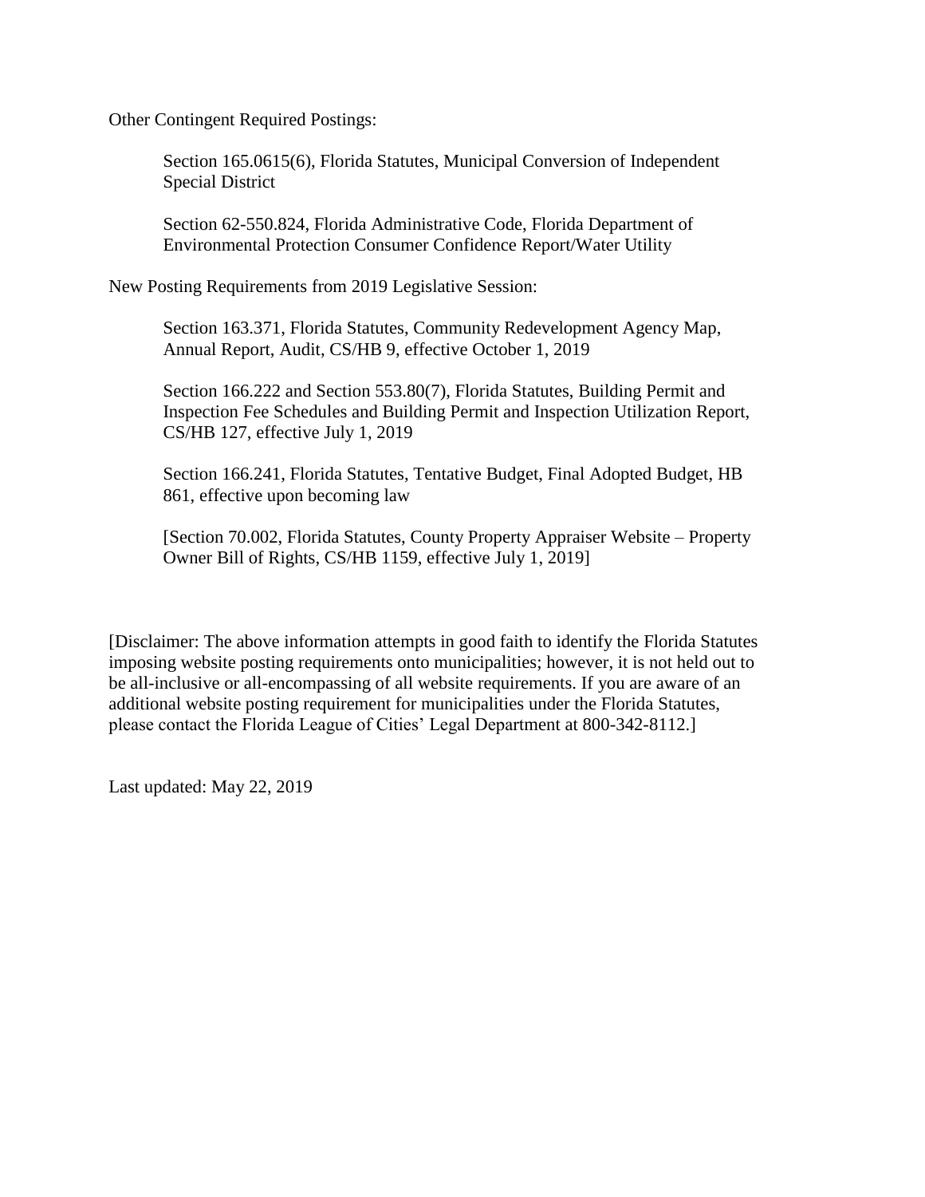Other Contingent Required Postings:

Section 165.0615(6), Florida Statutes, Municipal Conversion of Independent Special District

Section 62-550.824, Florida Administrative Code, Florida Department of Environmental Protection Consumer Confidence Report/Water Utility

New Posting Requirements from 2019 Legislative Session:

Section 163.371, Florida Statutes, Community Redevelopment Agency Map, Annual Report, Audit, CS/HB 9, effective October 1, 2019

Section 166.222 and Section 553.80(7), Florida Statutes, Building Permit and Inspection Fee Schedules and Building Permit and Inspection Utilization Report, CS/HB 127, effective July 1, 2019

Section 166.241, Florida Statutes, Tentative Budget, Final Adopted Budget, HB 861, effective upon becoming law

[Section 70.002, Florida Statutes, County Property Appraiser Website – Property Owner Bill of Rights, CS/HB 1159, effective July 1, 2019]

[Disclaimer: The above information attempts in good faith to identify the Florida Statutes imposing website posting requirements onto municipalities; however, it is not held out to be all-inclusive or all-encompassing of all website requirements. If you are aware of an additional website posting requirement for municipalities under the Florida Statutes, please contact the Florida League of Cities' Legal Department at 800-342-8112.]

Last updated: May 22, 2019